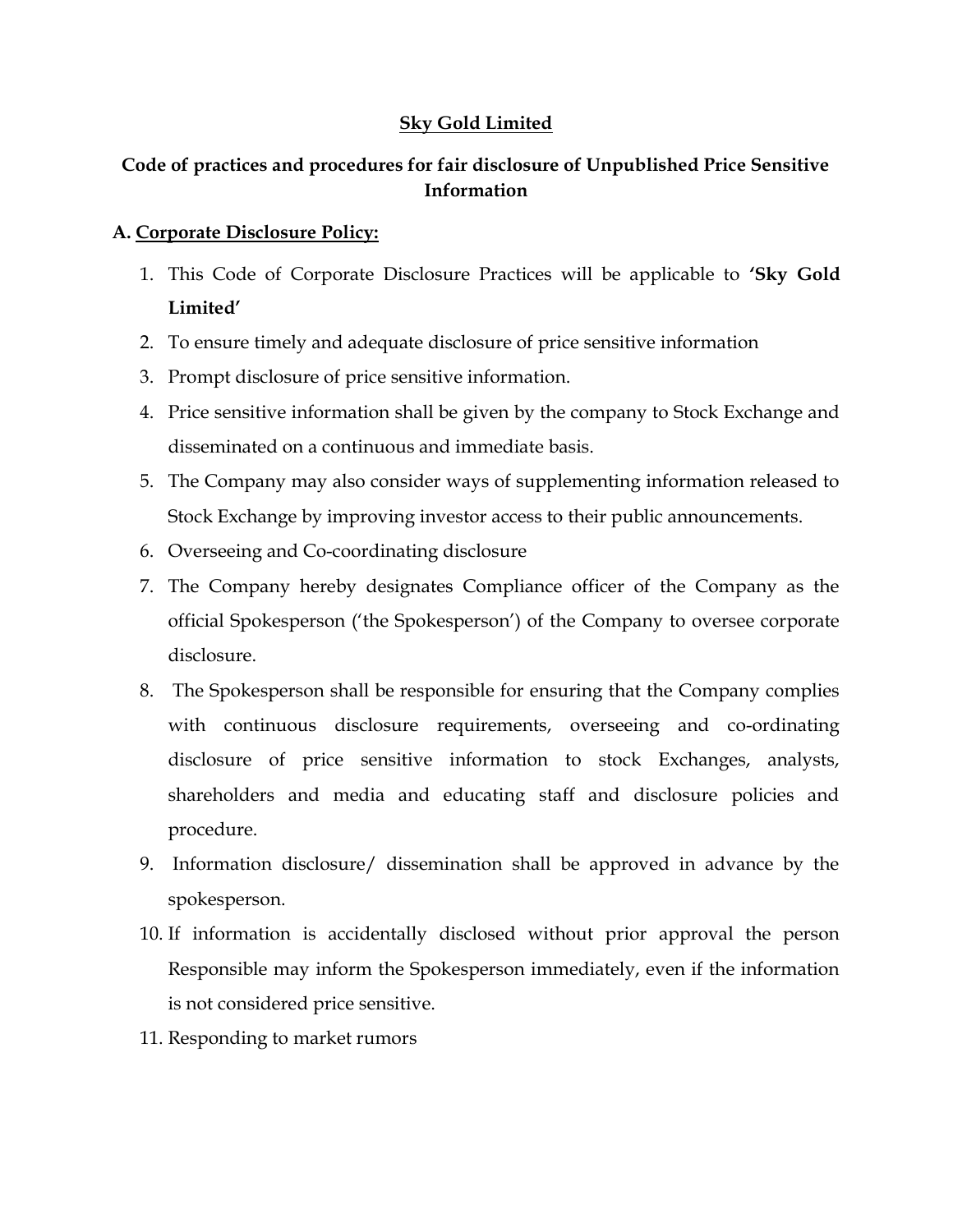# Sky Gold Limited

## Code of practices and procedures for fair disclosure of Unpublished Price Sensitive Information

### A. Corporate Disclosure Policy:

1. This Code of Corporate Disclosure Practices will be applicable to **'Sky Gold Limited'**
2. To ensure timely and adequate disclosure of price sensitive information
3. Prompt disclosure of price sensitive information.
4. Price sensitive information shall be given by the company to Stock Exchange and disseminated on a continuous and immediate basis.
5. The Company may also consider ways of supplementing information released to Stock Exchange by improving investor access to their public announcements.
6. Overseeing and Co-coordinating disclosure
7. The Company hereby designates Compliance officer of the Company as the official Spokesperson ('the Spokesperson') of the Company to oversee corporate disclosure.
8. The Spokesperson shall be responsible for ensuring that the Company complies with continuous disclosure requirements, overseeing and co-ordinating disclosure of price sensitive information to stock Exchanges, analysts, shareholders and media and educating staff and disclosure policies and procedure.
9. Information disclosure/ dissemination shall be approved in advance by the spokesperson.
10. If information is accidentally disclosed without prior approval the person Responsible may inform the Spokesperson immediately, even if the information is not considered price sensitive.
11. Responding to market rumors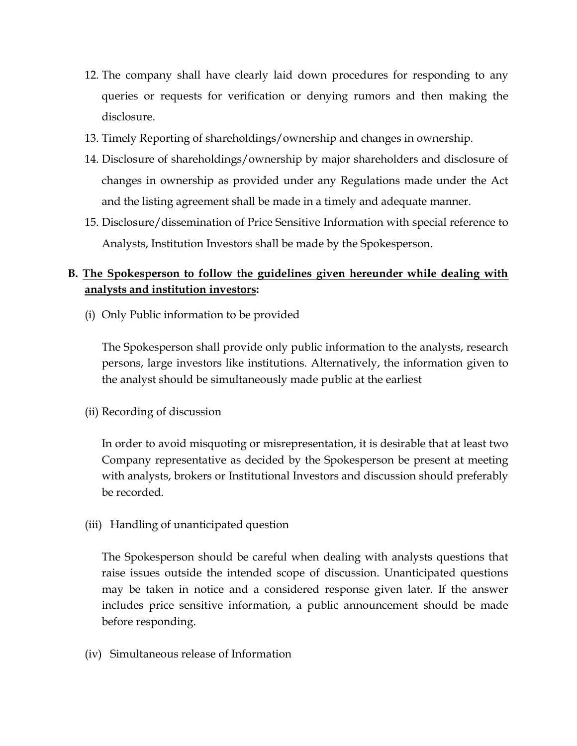12. The company shall have clearly laid down procedures for responding to any queries or requests for verification or denying rumors and then making the disclosure.
13. Timely Reporting of shareholdings/ownership and changes in ownership.
14. Disclosure of shareholdings/ownership by major shareholders and disclosure of changes in ownership as provided under any Regulations made under the Act and the listing agreement shall be made in a timely and adequate manner.
15. Disclosure/dissemination of Price Sensitive Information with special reference to Analysts, Institution Investors shall be made by the Spokesperson.

**B. <u>The Spokesperson to follow the guidelines given hereunder while dealing with analysts and institution investors</u>:**

(i) Only Public information to be provided

The Spokesperson shall provide only public information to the analysts, research persons, large investors like institutions. Alternatively, the information given to the analyst should be simultaneously made public at the earliest

(ii) Recording of discussion

In order to avoid misquoting or misrepresentation, it is desirable that at least two Company representative as decided by the Spokesperson be present at meeting with analysts, brokers or Institutional Investors and discussion should preferably be recorded.

(iii) Handling of unanticipated question

The Spokesperson should be careful when dealing with analysts questions that raise issues outside the intended scope of discussion. Unanticipated questions may be taken in notice and a considered response given later. If the answer includes price sensitive information, a public announcement should be made before responding.

(iv) Simultaneous release of Information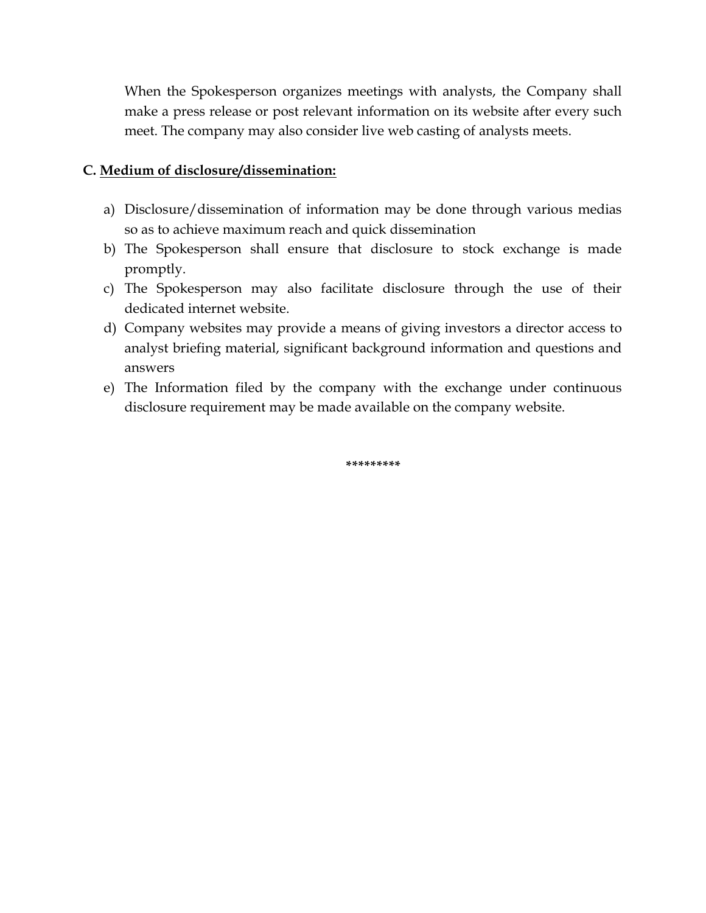When the Spokesperson organizes meetings with analysts, the Company shall make a press release or post relevant information on its website after every such meet. The company may also consider live web casting of analysts meets.

**C. <u>Medium of disclosure/dissemination:</u>**

a) Disclosure/dissemination of information may be done through various medias so as to achieve maximum reach and quick dissemination
b) The Spokesperson shall ensure that disclosure to stock exchange is made promptly.
c) The Spokesperson may also facilitate disclosure through the use of their dedicated internet website.
d) Company websites may provide a means of giving investors a director access to analyst briefing material, significant background information and questions and answers
e) The Information filed by the company with the exchange under continuous disclosure requirement may be made available on the company website.

*********